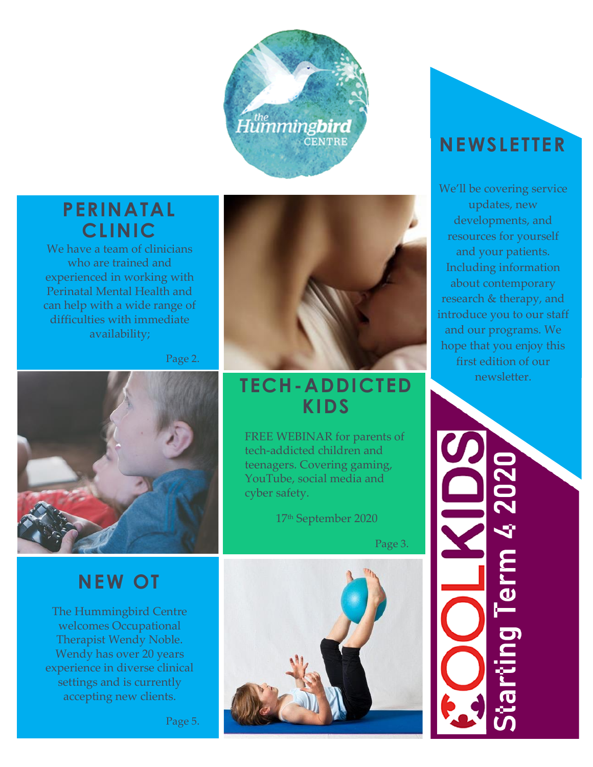the Hummingbird CENTRE

# NEWSLETTER

We'll be covering service updates, new developments, and resources for yourself and your patients. Including information about contemporary research & therapy, and introduce you to our staff and our programs. We hope that you enjoy this first edition of our newsletter.

## PERINATAL CLINIC

We have a team of clinicians who are trained and experienced in working with Perinatal Mental Health and can help with a wide range of difficulties with immediate availability;

Page 2.

## TECH-ADDICTED KIDS

FREE WEBINAR for parents of tech-addicted children and teenagers. Covering gaming, YouTube, social media and cyber safety.

17th September 2020

Page 3.

## NEW OT

The Hummingbird Centre welcomes Occupational Therapist Wendy Noble. Wendy has over 20 years experience in diverse clinical settings and is currently accepting new clients.

Page 5.

## COOLKIDS

Starting Term 4 2020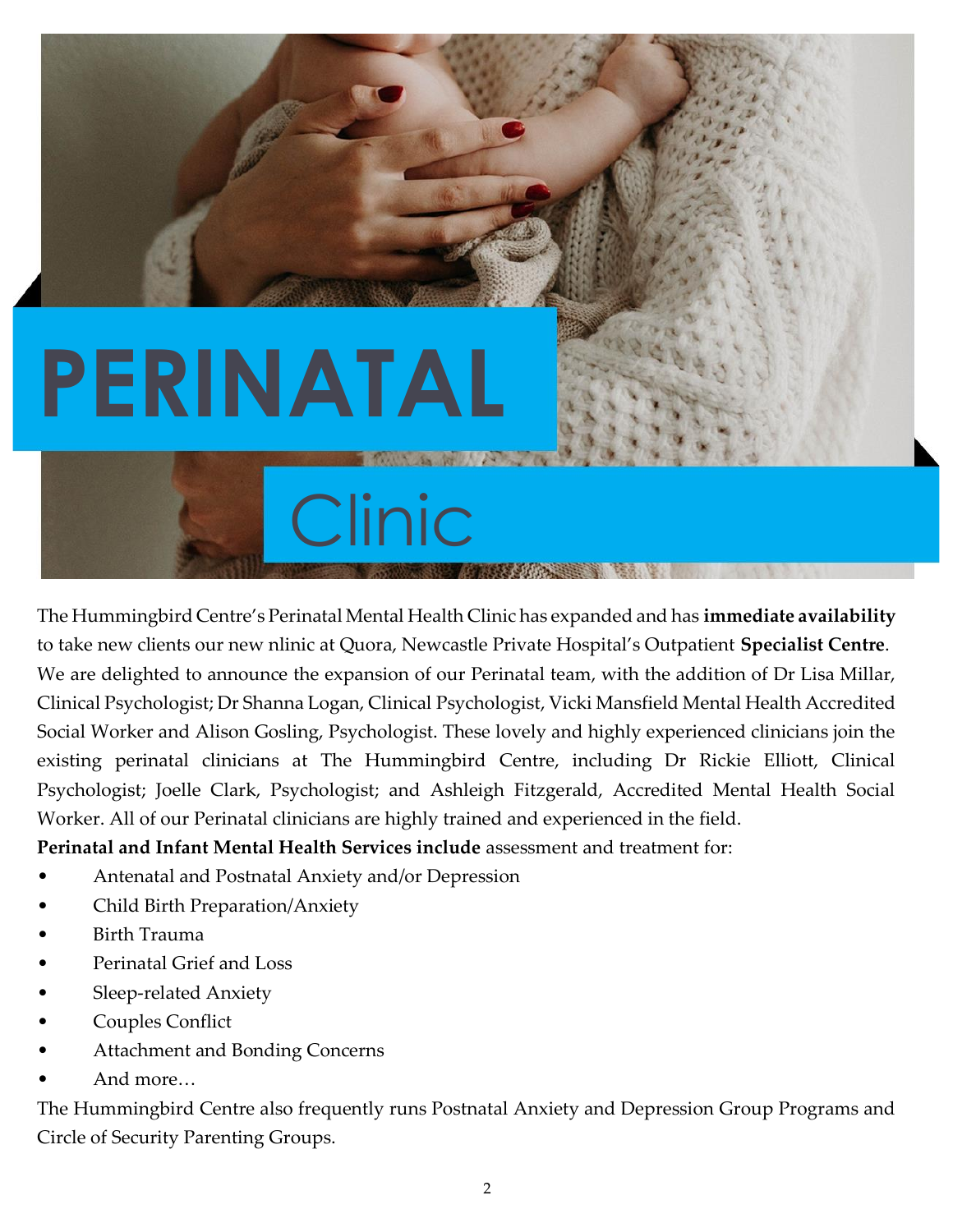# PERINATAL

## Clinic

The Hummingbird Centre's Perinatal Mental Health Clinic has expanded and has **immediate availability** to take new clients our new nlinic at Quora, Newcastle Private Hospital's Outpatient **Specialist Centre**. We are delighted to announce the expansion of our Perinatal team, with the addition of Dr Lisa Millar, Clinical Psychologist; Dr Shanna Logan, Clinical Psychologist, Vicki Mansfield Mental Health Accredited Social Worker and Alison Gosling, Psychologist. These lovely and highly experienced clinicians join the existing perinatal clinicians at The Hummingbird Centre, including Dr Rickie Elliott, Clinical Psychologist; Joelle Clark, Psychologist; and Ashleigh Fitzgerald, Accredited Mental Health Social Worker. All of our Perinatal clinicians are highly trained and experienced in the field.

**Perinatal and Infant Mental Health Services include** assessment and treatment for:

- Antenatal and Postnatal Anxiety and/or Depression
- Child Birth Preparation/Anxiety
- Birth Trauma
- Perinatal Grief and Loss
- Sleep-related Anxiety
- Couples Conflict
- Attachment and Bonding Concerns
- And more…

The Hummingbird Centre also frequently runs Postnatal Anxiety and Depression Group Programs and Circle of Security Parenting Groups.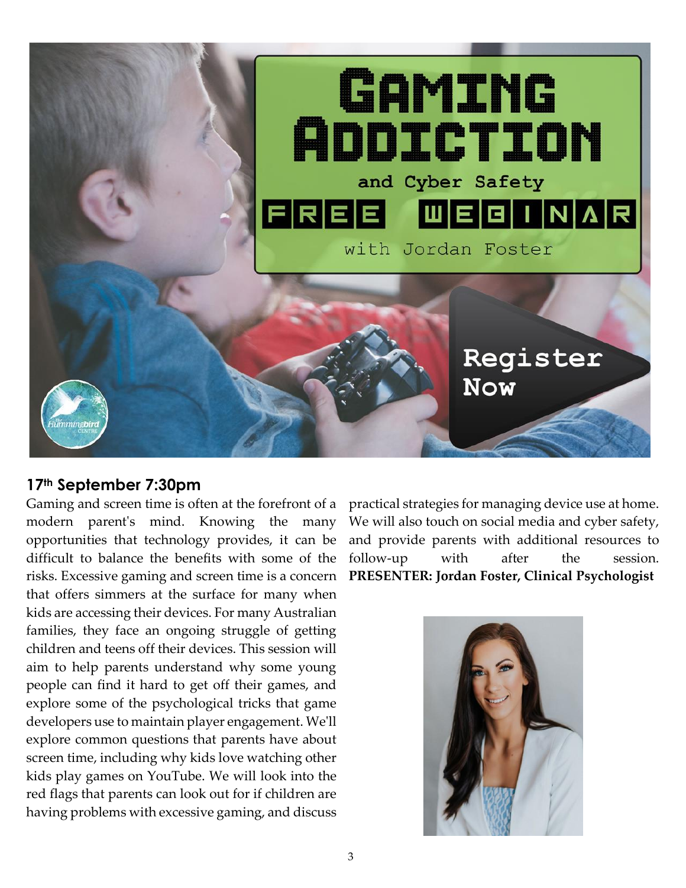# GAMING ADDICTION

## and Cyber Safety

## FREE WEBINAR

with Jordan Foster

Register Now

### 17th September 7:30pm

Gaming and screen time is often at the forefront of a modern parent's mind. Knowing the many opportunities that technology provides, it can be difficult to balance the benefits with some of the risks. Excessive gaming and screen time is a concern that offers simmers at the surface for many when kids are accessing their devices. For many Australian families, they face an ongoing struggle of getting children and teens off their devices. This session will aim to help parents understand why some young people can find it hard to get off their games, and explore some of the psychological tricks that game developers use to maintain player engagement. We'll explore common questions that parents have about screen time, including why kids love watching other kids play games on YouTube. We will look into the red flags that parents can look out for if children are having problems with excessive gaming, and discuss practical strategies for managing device use at home. We will also touch on social media and cyber safety, and provide parents with additional resources to follow-up with after the session.

**PRESENTER: Jordan Foster, Clinical Psychologist**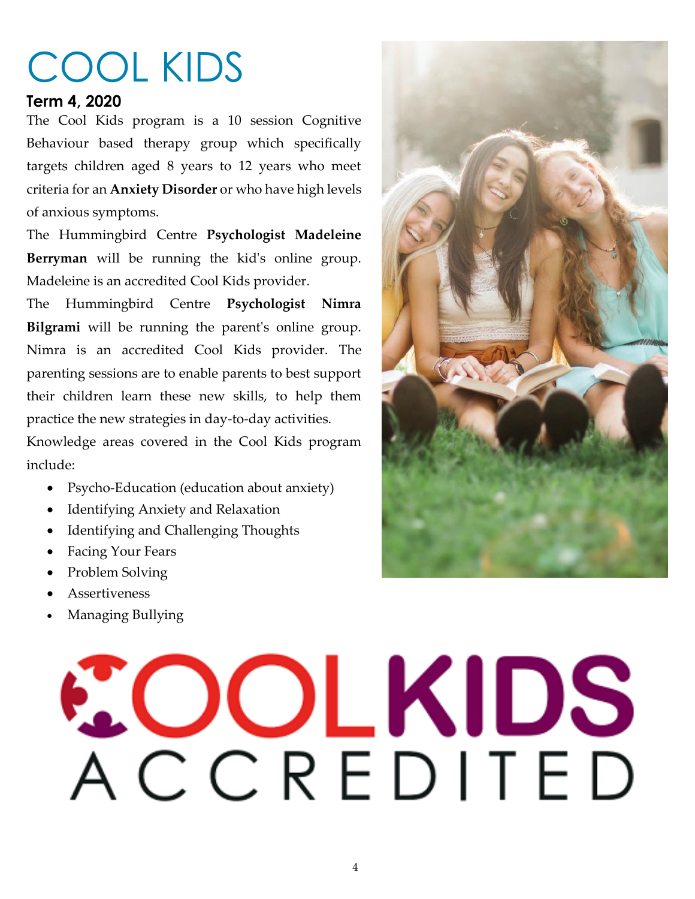# COOL KIDS

## Term 4, 2020

The Cool Kids program is a 10 session Cognitive Behaviour based therapy group which specifically targets children aged 8 years to 12 years who meet criteria for an **Anxiety Disorder** or who have high levels of anxious symptoms.

The Hummingbird Centre **Psychologist Madeleine Berryman** will be running the kid's online group. Madeleine is an accredited Cool Kids provider.

The Hummingbird Centre **Psychologist Nimra Bilgrami** will be running the parent's online group. Nimra is an accredited Cool Kids provider. The parenting sessions are to enable parents to best support their children learn these new skills, to help them practice the new strategies in day-to-day activities.

Knowledge areas covered in the Cool Kids program include:

- Psycho-Education (education about anxiety)
- Identifying Anxiety and Relaxation
- Identifying and Challenging Thoughts
- Facing Your Fears
- Problem Solving
- Assertiveness
- Managing Bullying

COOLKIDS ACCREDITED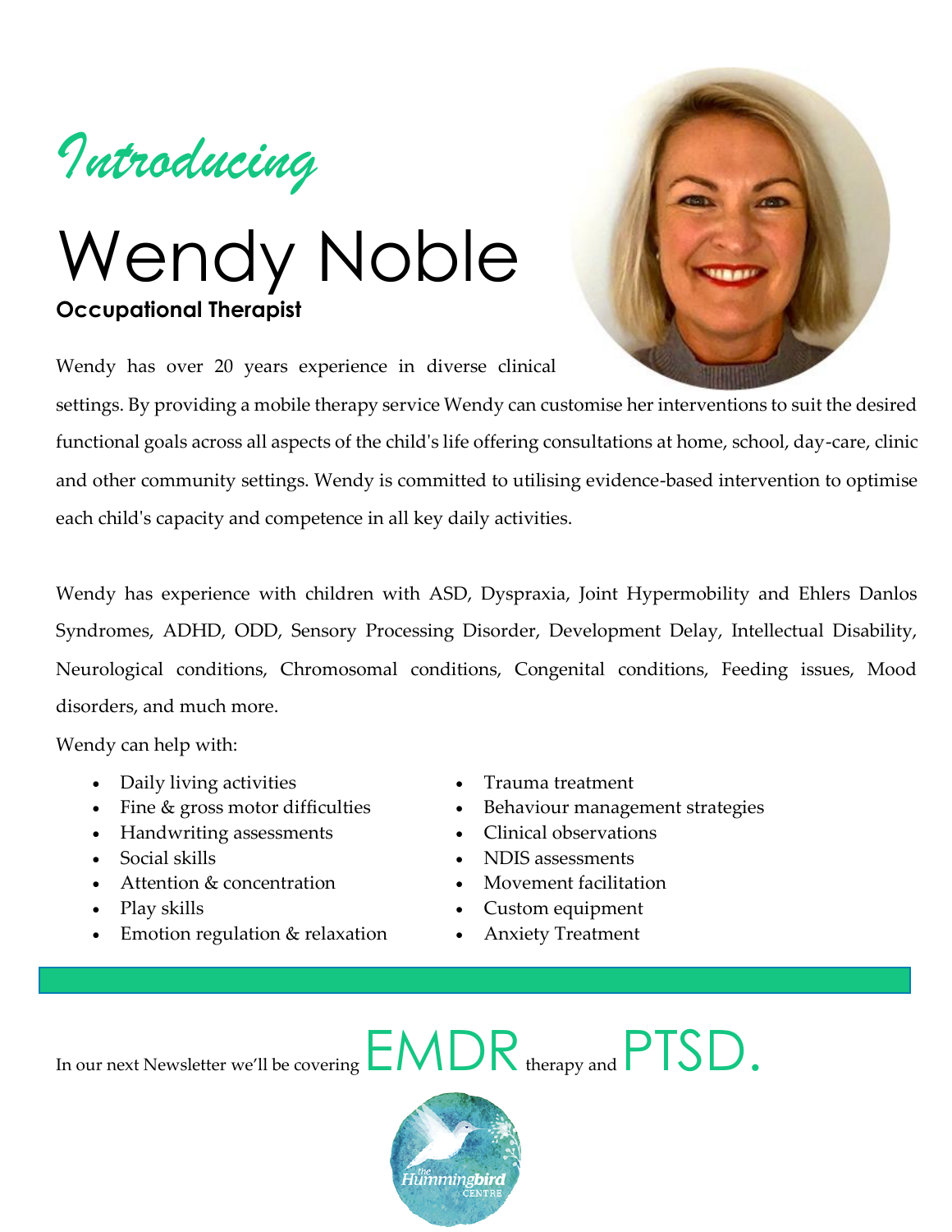*Introducing*

# Wendy Noble

**Occupational Therapist**

Wendy has over 20 years experience in diverse clinical settings. By providing a mobile therapy service Wendy can customise her interventions to suit the desired functional goals across all aspects of the child's life offering consultations at home, school, day-care, clinic and other community settings. Wendy is committed to utilising evidence-based intervention to optimise each child's capacity and competence in all key daily activities.

Wendy has experience with children with ASD, Dyspraxia, Joint Hypermobility and Ehlers Danlos Syndromes, ADHD, ODD, Sensory Processing Disorder, Development Delay, Intellectual Disability, Neurological conditions, Chromosomal conditions, Congenital conditions, Feeding issues, Mood disorders, and much more.

Wendy can help with:

- Daily living activities
- Fine & gross motor difficulties
- Handwriting assessments
- Social skills
- Attention & concentration
- Play skills
- Emotion regulation & relaxation
- Trauma treatment
- Behaviour management strategies
- Clinical observations
- NDIS assessments
- Movement facilitation
- Custom equipment
- Anxiety Treatment

In our next Newsletter we'll be covering EMDR therapy and PTSD.

the Hummingbird CENTRE